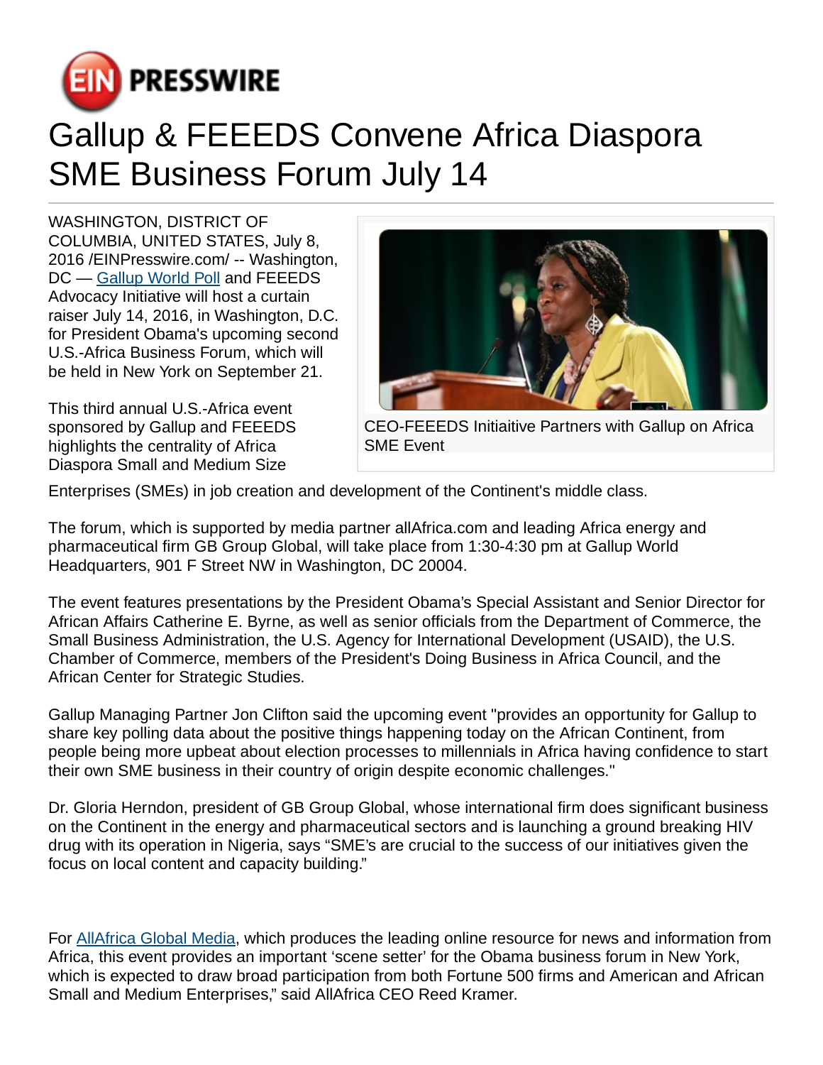# Gallup & FEEEDS Convene Africa Diaspora SME Business Forum July 14

WASHINGTON, DISTRICT OF COLUMBIA, UNITED STATES, July 8, 2016 /EINPresswire.com/ -- Washington, DC — [Gallup World Poll](#) and FEEEDS Advocacy Initiative will host a curtain raiser July 14, 2016, in Washington, D.C. for President Obama's upcoming second U.S.-Africa Business Forum, which will be held in New York on September 21.

This third annual U.S.-Africa event sponsored by Gallup and FEEEDS highlights the centrality of Africa Diaspora Small and Medium Size Enterprises (SMEs) in job creation and development of the Continent's middle class.

CEO-FEEEDS Initiaitive Partners with Gallup on Africa SME Event

The forum, which is supported by media partner allAfrica.com and leading Africa energy and pharmaceutical firm GB Group Global, will take place from 1:30-4:30 pm at Gallup World Headquarters, 901 F Street NW in Washington, DC 20004.

The event features presentations by the President Obama's Special Assistant and Senior Director for African Affairs Catherine E. Byrne, as well as senior officials from the Department of Commerce, the Small Business Administration, the U.S. Agency for International Development (USAID), the U.S. Chamber of Commerce, members of the President's Doing Business in Africa Council, and the African Center for Strategic Studies.

Gallup Managing Partner Jon Clifton said the upcoming event "provides an opportunity for Gallup to share key polling data about the positive things happening today on the African Continent, from people being more upbeat about election processes to millennials in Africa having confidence to start their own SME business in their country of origin despite economic challenges."

Dr. Gloria Herndon, president of GB Group Global, whose international firm does significant business on the Continent in the energy and pharmaceutical sectors and is launching a ground breaking HIV drug with its operation in Nigeria, says "SME's are crucial to the success of our initiatives given the focus on local content and capacity building."

For [AllAfrica Global Media](#), which produces the leading online resource for news and information from Africa, this event provides an important 'scene setter' for the Obama business forum in New York, which is expected to draw broad participation from both Fortune 500 firms and American and African Small and Medium Enterprises," said AllAfrica CEO Reed Kramer.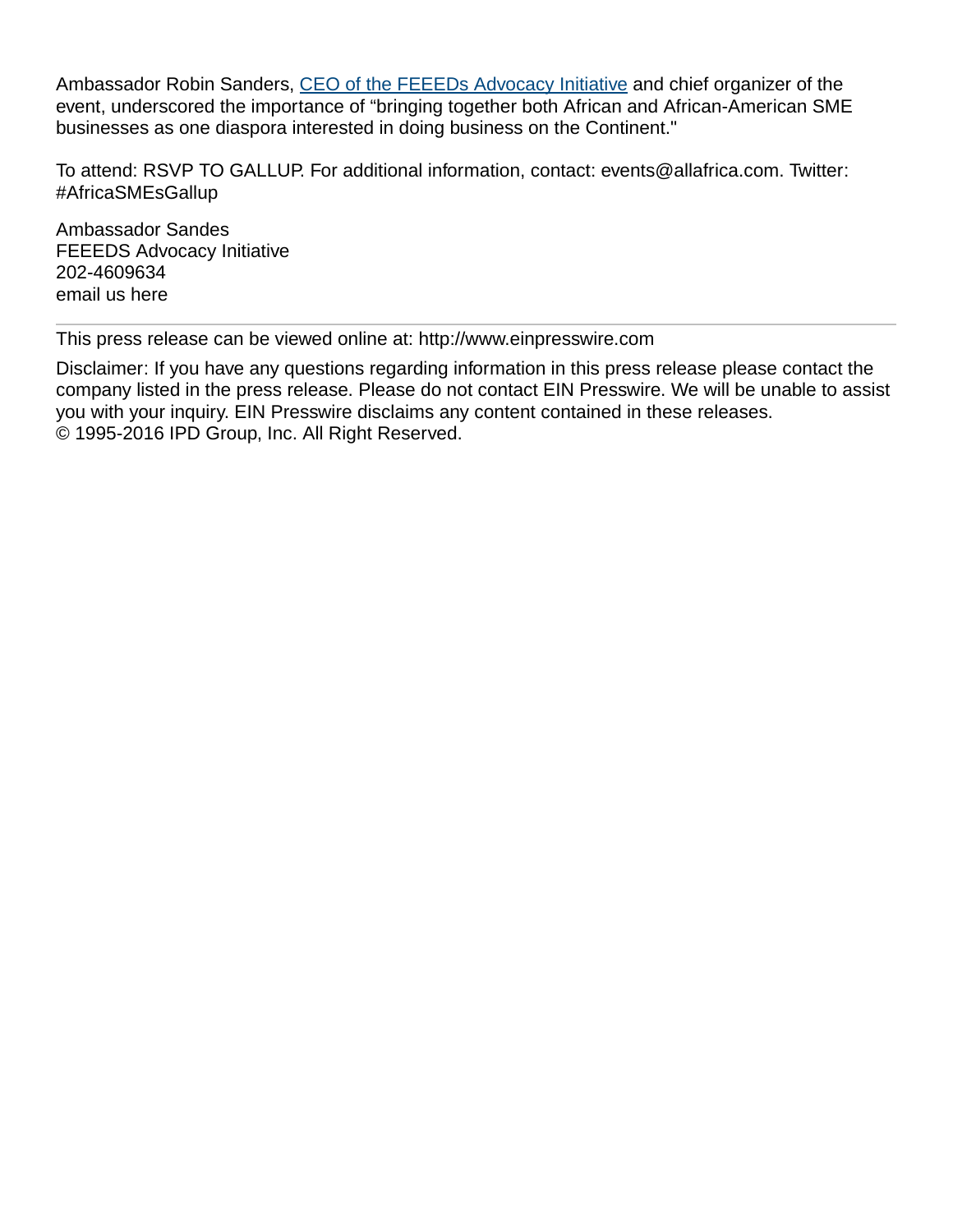Ambassador Robin Sanders, [CEO of the FEEEDs Advocacy Initiative] and chief organizer of the event, underscored the importance of “bringing together both African and African-American SME businesses as one diaspora interested in doing business on the Continent."

To attend: RSVP TO GALLUP. For additional information, contact: events@allafrica.com. Twitter: #AfricaSMEsGallup

Ambassador Sandes
FEEEDS Advocacy Initiative
202-4609634
email us here

---

This press release can be viewed online at: http://www.einpresswire.com

Disclaimer: If you have any questions regarding information in this press release please contact the company listed in the press release. Please do not contact EIN Presswire. We will be unable to assist you with your inquiry. EIN Presswire disclaims any content contained in these releases.
© 1995-2016 IPD Group, Inc. All Right Reserved.